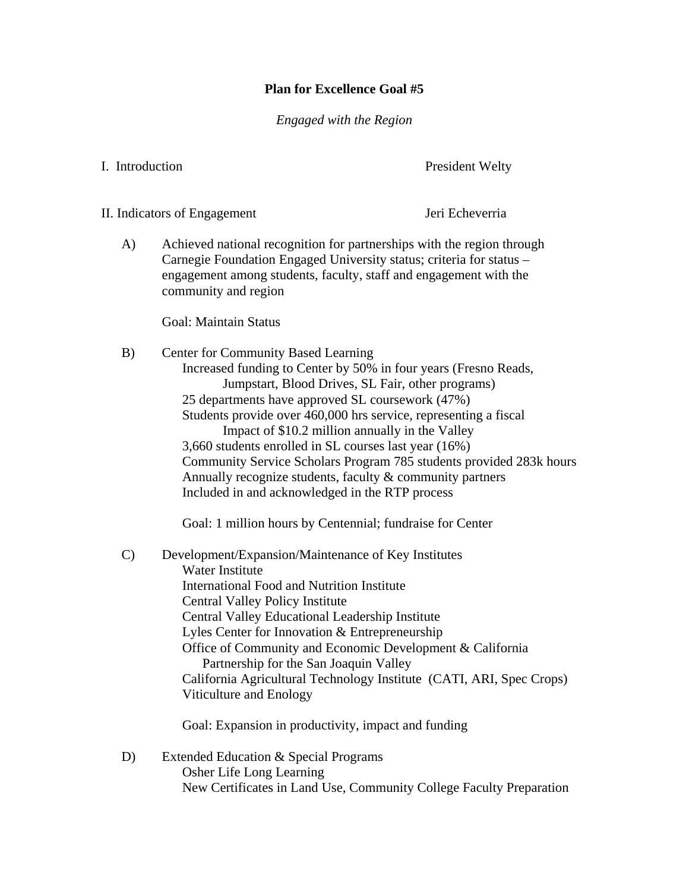# Plan for Excellence Goal #5

*Engaged with the Region*

I. Introduction — President Welty

II. Indicators of Engagement — Jeri Echeverria

A) Achieved national recognition for partnerships with the region through Carnegie Foundation Engaged University status; criteria for status – engagement among students, faculty, staff and engagement with the community and region

Goal: Maintain Status

B) Center for Community Based Learning
- Increased funding to Center by 50% in four years (Fresno Reads, Jumpstart, Blood Drives, SL Fair, other programs)
- 25 departments have approved SL coursework (47%)
- Students provide over 460,000 hrs service, representing a fiscal Impact of $10.2 million annually in the Valley
- 3,660 students enrolled in SL courses last year (16%)
- Community Service Scholars Program 785 students provided 283k hours
- Annually recognize students, faculty & community partners
- Included in and acknowledged in the RTP process

Goal: 1 million hours by Centennial; fundraise for Center

C) Development/Expansion/Maintenance of Key Institutes
- Water Institute
- International Food and Nutrition Institute
- Central Valley Policy Institute
- Central Valley Educational Leadership Institute
- Lyles Center for Innovation & Entrepreneurship
- Office of Community and Economic Development & California Partnership for the San Joaquin Valley
- California Agricultural Technology Institute (CATI, ARI, Spec Crops)
- Viticulture and Enology

Goal: Expansion in productivity, impact and funding

D) Extended Education & Special Programs
- Osher Life Long Learning
- New Certificates in Land Use, Community College Faculty Preparation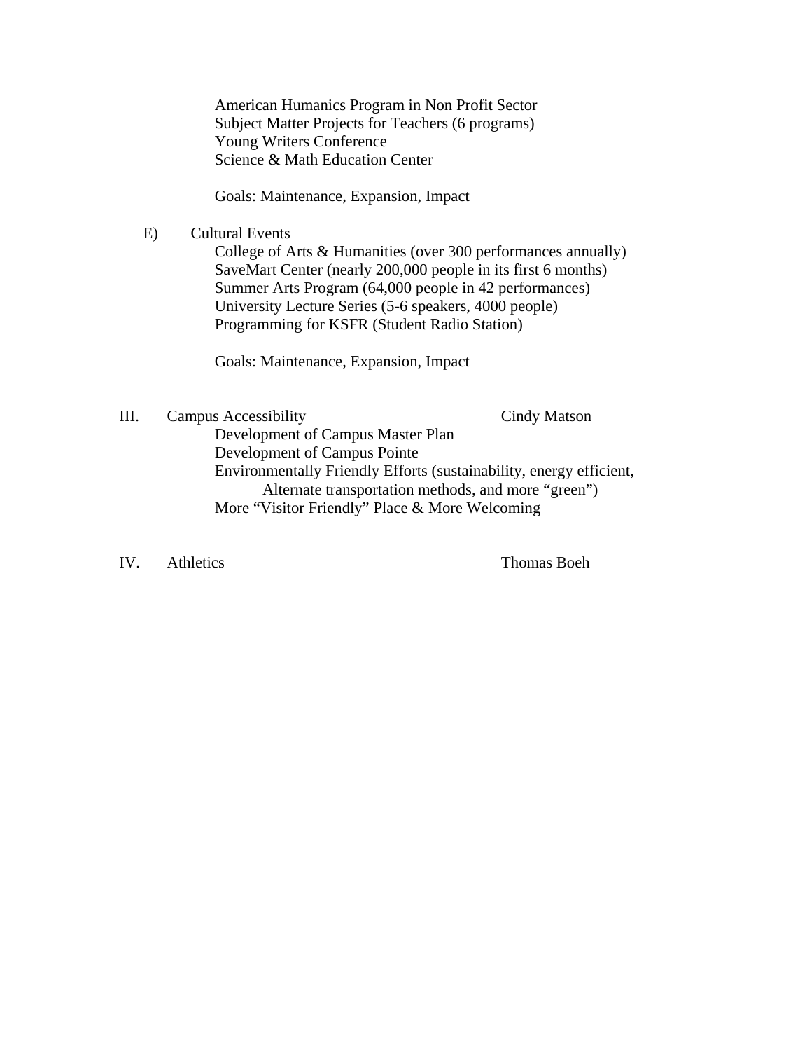American Humanics Program in Non Profit Sector
Subject Matter Projects for Teachers (6 programs)
Young Writers Conference
Science & Math Education Center

Goals: Maintenance, Expansion, Impact

E) Cultural Events

College of Arts & Humanities (over 300 performances annually)
SaveMart Center (nearly 200,000 people in its first 6 months)
Summer Arts Program (64,000 people in 42 performances)
University Lecture Series (5-6 speakers, 4000 people)
Programming for KSFR (Student Radio Station)

Goals: Maintenance, Expansion, Impact

III. Campus Accessibility — Cindy Matson

Development of Campus Master Plan
Development of Campus Pointe
Environmentally Friendly Efforts (sustainability, energy efficient, Alternate transportation methods, and more "green")
More "Visitor Friendly" Place & More Welcoming

IV. Athletics — Thomas Boeh